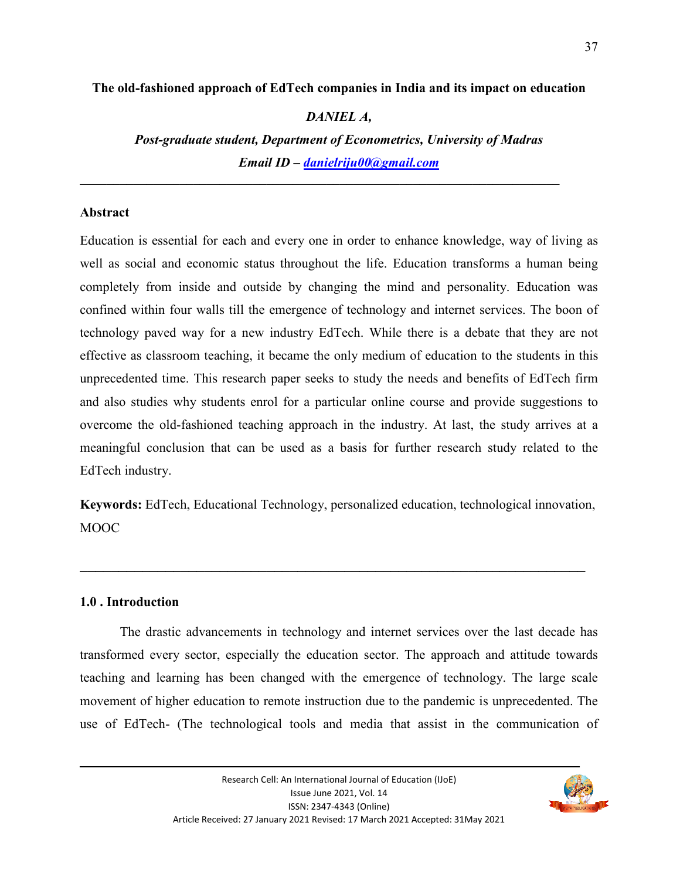# The old-fashioned approach of EdTech companies in India and its impact on education

***DANIEL A,***

***Post-graduate student, Department of Econometrics, University of Madras***

***Email ID – [danielriju00@gmail.com](mailto:danielriju00@gmail.com)***

---

## Abstract

Education is essential for each and every one in order to enhance knowledge, way of living as well as social and economic status throughout the life. Education transforms a human being completely from inside and outside by changing the mind and personality. Education was confined within four walls till the emergence of technology and internet services. The boon of technology paved way for a new industry EdTech. While there is a debate that they are not effective as classroom teaching, it became the only medium of education to the students in this unprecedented time. This research paper seeks to study the needs and benefits of EdTech firm and also studies why students enrol for a particular online course and provide suggestions to overcome the old-fashioned teaching approach in the industry. At last, the study arrives at a meaningful conclusion that can be used as a basis for further research study related to the EdTech industry.

**Keywords:** EdTech, Educational Technology, personalized education, technological innovation, MOOC

---

## 1.0 . Introduction

The drastic advancements in technology and internet services over the last decade has transformed every sector, especially the education sector. The approach and attitude towards teaching and learning has been changed with the emergence of technology. The large scale movement of higher education to remote instruction due to the pandemic is unprecedented. The use of EdTech- (The technological tools and media that assist in the communication of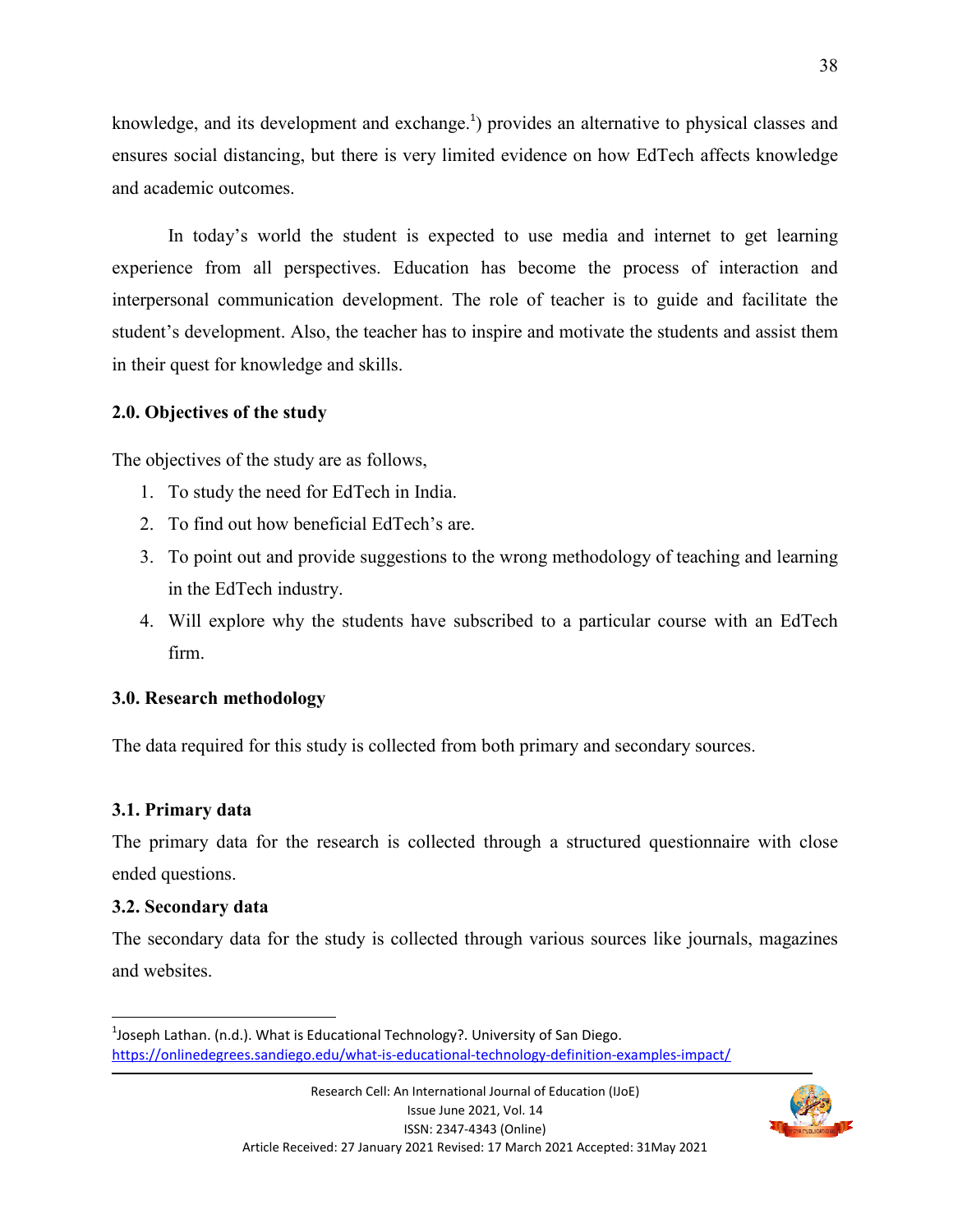knowledge, and its development and exchange.[1]) provides an alternative to physical classes and ensures social distancing, but there is very limited evidence on how EdTech affects knowledge and academic outcomes.

In today's world the student is expected to use media and internet to get learning experience from all perspectives. Education has become the process of interaction and interpersonal communication development. The role of teacher is to guide and facilitate the student's development. Also, the teacher has to inspire and motivate the students and assist them in their quest for knowledge and skills.

## 2.0. Objectives of the study

The objectives of the study are as follows,

1. To study the need for EdTech in India.
2. To find out how beneficial EdTech's are.
3. To point out and provide suggestions to the wrong methodology of teaching and learning in the EdTech industry.
4. Will explore why the students have subscribed to a particular course with an EdTech firm.

## 3.0. Research methodology

The data required for this study is collected from both primary and secondary sources.

### 3.1. Primary data

The primary data for the research is collected through a structured questionnaire with close ended questions.

### 3.2. Secondary data

The secondary data for the study is collected through various sources like journals, magazines and websites.

---

[1] Joseph Lathan. (n.d.). What is Educational Technology?. University of San Diego. https://onlinedegrees.sandiego.edu/what-is-educational-technology-definition-examples-impact/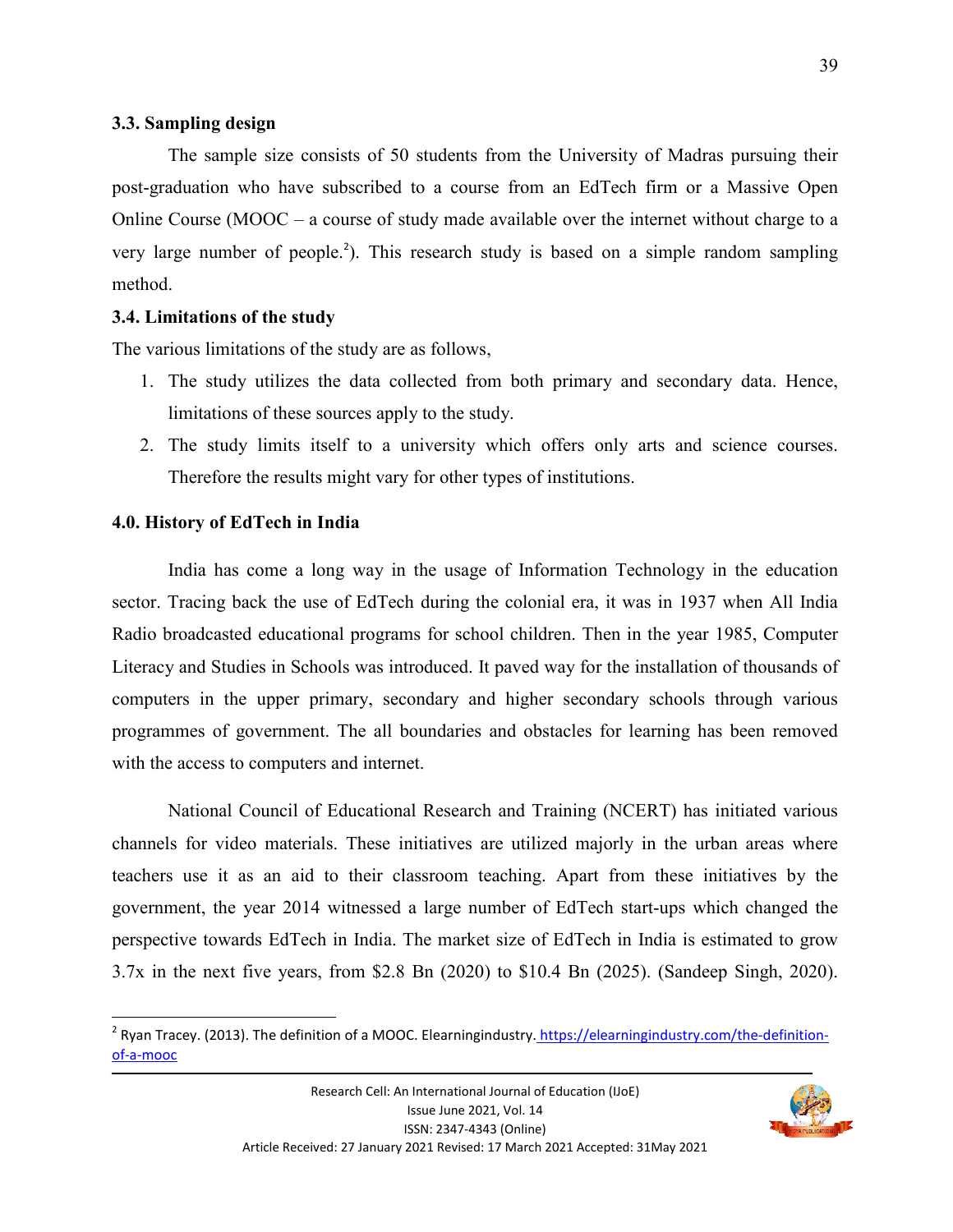### 3.3. Sampling design

The sample size consists of 50 students from the University of Madras pursuing their post-graduation who have subscribed to a course from an EdTech firm or a Massive Open Online Course (MOOC – a course of study made available over the internet without charge to a very large number of people.[2]). This research study is based on a simple random sampling method.

### 3.4. Limitations of the study

The various limitations of the study are as follows,

1. The study utilizes the data collected from both primary and secondary data. Hence, limitations of these sources apply to the study.
2. The study limits itself to a university which offers only arts and science courses. Therefore the results might vary for other types of institutions.

## 4.0. History of EdTech in India

India has come a long way in the usage of Information Technology in the education sector. Tracing back the use of EdTech during the colonial era, it was in 1937 when All India Radio broadcasted educational programs for school children. Then in the year 1985, Computer Literacy and Studies in Schools was introduced. It paved way for the installation of thousands of computers in the upper primary, secondary and higher secondary schools through various programmes of government. The all boundaries and obstacles for learning has been removed with the access to computers and internet.

National Council of Educational Research and Training (NCERT) has initiated various channels for video materials. These initiatives are utilized majorly in the urban areas where teachers use it as an aid to their classroom teaching. Apart from these initiatives by the government, the year 2014 witnessed a large number of EdTech start-ups which changed the perspective towards EdTech in India. The market size of EdTech in India is estimated to grow 3.7x in the next five years, from $2.8 Bn (2020) to $10.4 Bn (2025). (Sandeep Singh, 2020).

---

[2] Ryan Tracey. (2013). The definition of a MOOC. Elearningindustry. https://elearningindustry.com/the-definition-of-a-mooc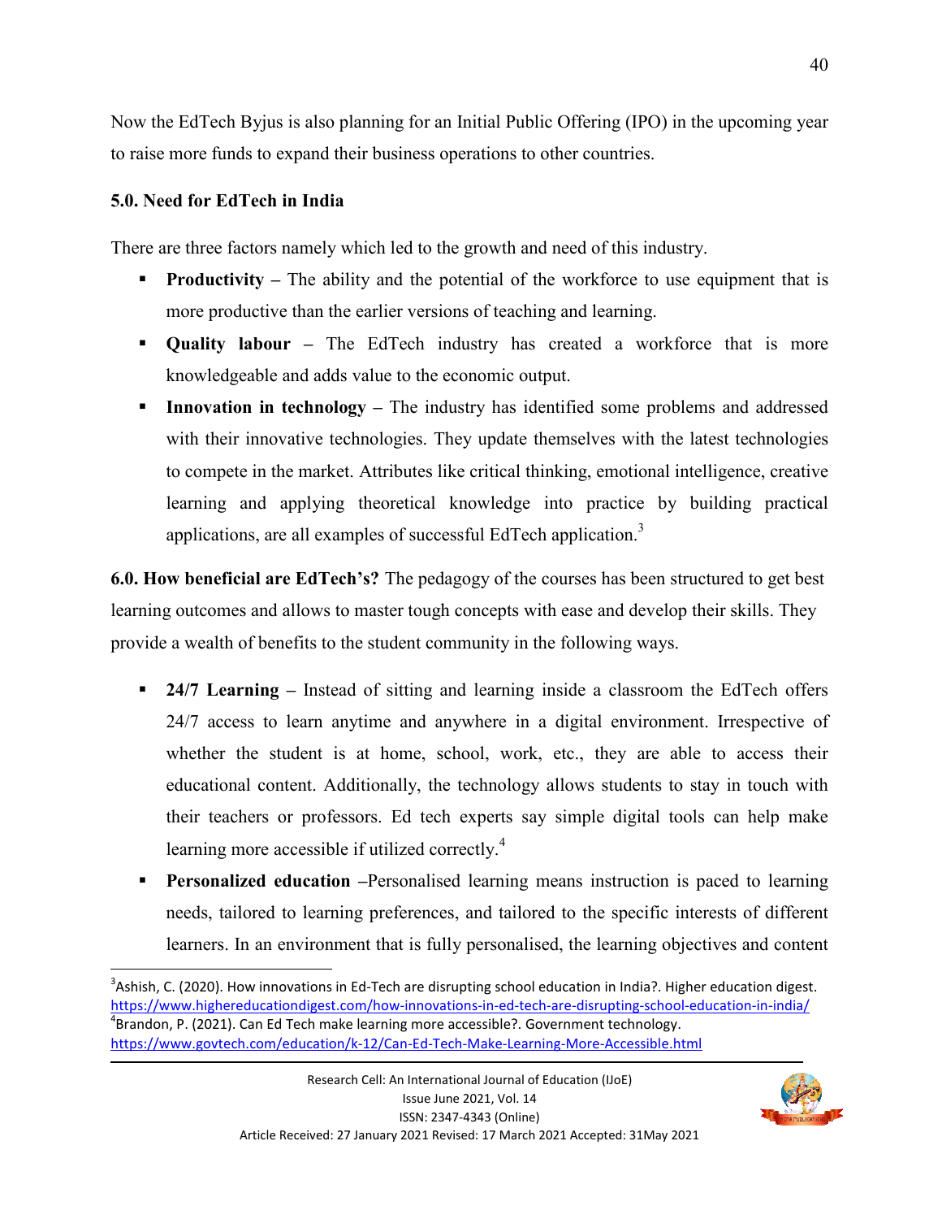Now the EdTech Byjus is also planning for an Initial Public Offering (IPO) in the upcoming year to raise more funds to expand their business operations to other countries.

### 5.0. Need for EdTech in India

There are three factors namely which led to the growth and need of this industry.

- **Productivity –** The ability and the potential of the workforce to use equipment that is more productive than the earlier versions of teaching and learning.
- **Quality labour –** The EdTech industry has created a workforce that is more knowledgeable and adds value to the economic output.
- **Innovation in technology –** The industry has identified some problems and addressed with their innovative technologies. They update themselves with the latest technologies to compete in the market. Attributes like critical thinking, emotional intelligence, creative learning and applying theoretical knowledge into practice by building practical applications, are all examples of successful EdTech application.[3]

**6.0. How beneficial are EdTech's?** The pedagogy of the courses has been structured to get best learning outcomes and allows to master tough concepts with ease and develop their skills. They provide a wealth of benefits to the student community in the following ways.

- **24/7 Learning –** Instead of sitting and learning inside a classroom the EdTech offers 24/7 access to learn anytime and anywhere in a digital environment. Irrespective of whether the student is at home, school, work, etc., they are able to access their educational content. Additionally, the technology allows students to stay in touch with their teachers or professors. Ed tech experts say simple digital tools can help make learning more accessible if utilized correctly.[4]
- **Personalized education –**Personalised learning means instruction is paced to learning needs, tailored to learning preferences, and tailored to the specific interests of different learners. In an environment that is fully personalised, the learning objectives and content

---

[3] Ashish, C. (2020). How innovations in Ed-Tech are disrupting school education in India?. Higher education digest. https://www.highereducationdigest.com/how-innovations-in-ed-tech-are-disrupting-school-education-in-india/

[4] Brandon, P. (2021). Can Ed Tech make learning more accessible?. Government technology. https://www.govtech.com/education/k-12/Can-Ed-Tech-Make-Learning-More-Accessible.html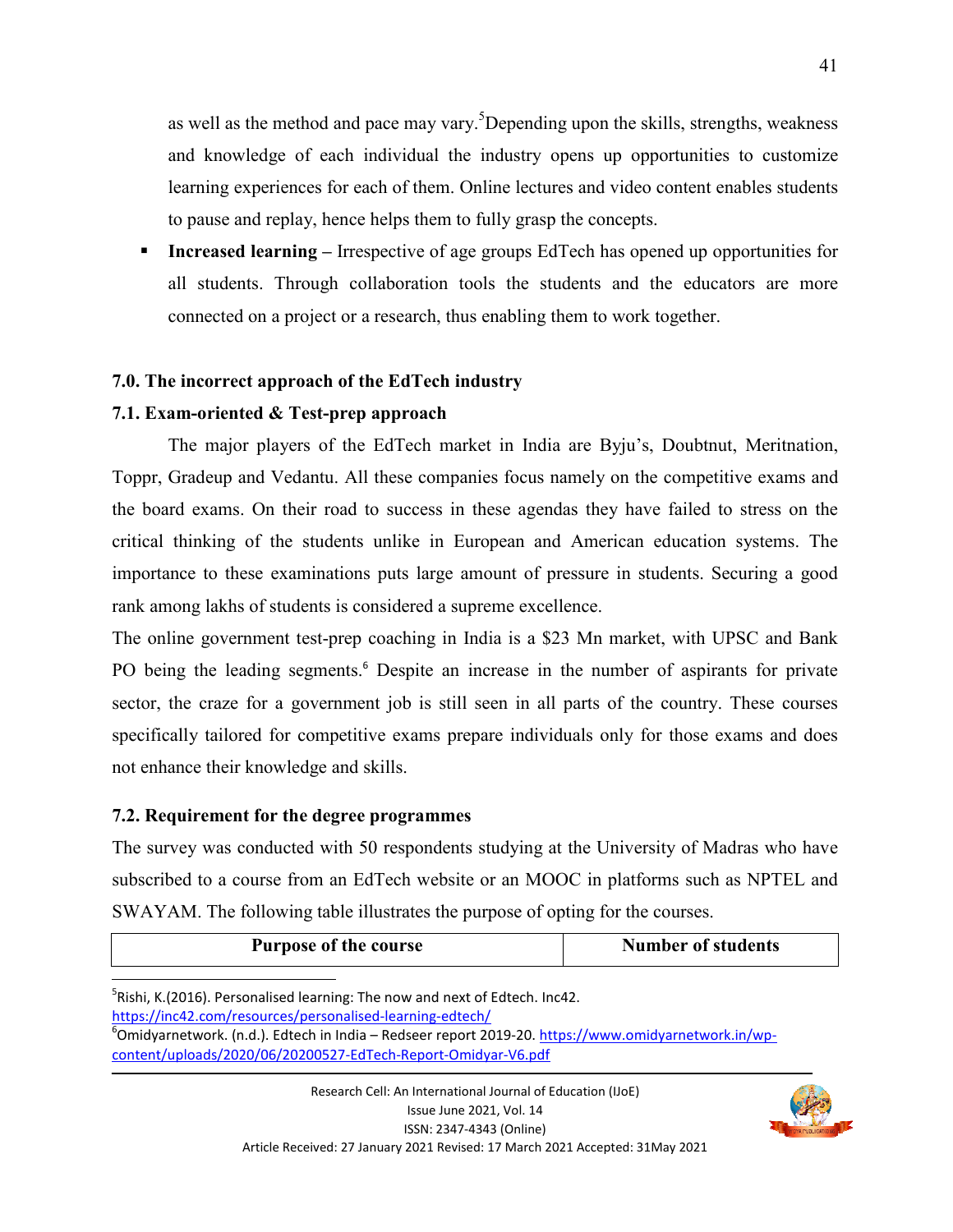as well as the method and pace may vary.[5] Depending upon the skills, strengths, weakness and knowledge of each individual the industry opens up opportunities to customize learning experiences for each of them. Online lectures and video content enables students to pause and replay, hence helps them to fully grasp the concepts.

- **Increased learning –** Irrespective of age groups EdTech has opened up opportunities for all students. Through collaboration tools the students and the educators are more connected on a project or a research, thus enabling them to work together.

## 7.0. The incorrect approach of the EdTech industry

### 7.1. Exam-oriented & Test-prep approach

The major players of the EdTech market in India are Byju's, Doubtnut, Meritnation, Toppr, Gradeup and Vedantu. All these companies focus namely on the competitive exams and the board exams. On their road to success in these agendas they have failed to stress on the critical thinking of the students unlike in European and American education systems. The importance to these examinations puts large amount of pressure in students. Securing a good rank among lakhs of students is considered a supreme excellence.

The online government test-prep coaching in India is a $23 Mn market, with UPSC and Bank PO being the leading segments.[6] Despite an increase in the number of aspirants for private sector, the craze for a government job is still seen in all parts of the country. These courses specifically tailored for competitive exams prepare individuals only for those exams and does not enhance their knowledge and skills.

### 7.2. Requirement for the degree programmes

The survey was conducted with 50 respondents studying at the University of Madras who have subscribed to a course from an EdTech website or an MOOC in platforms such as NPTEL and SWAYAM. The following table illustrates the purpose of opting for the courses.

| Purpose of the course | Number of students |
|---|---|

[5] Rishi, K.(2016). Personalised learning: The now and next of Edtech. Inc42. https://inc42.com/resources/personalised-learning-edtech/

[6] Omidyarnetwork. (n.d.). Edtech in India – Redseer report 2019-20. https://www.omidyarnetwork.in/wp-content/uploads/2020/06/20200527-EdTech-Report-Omidyar-V6.pdf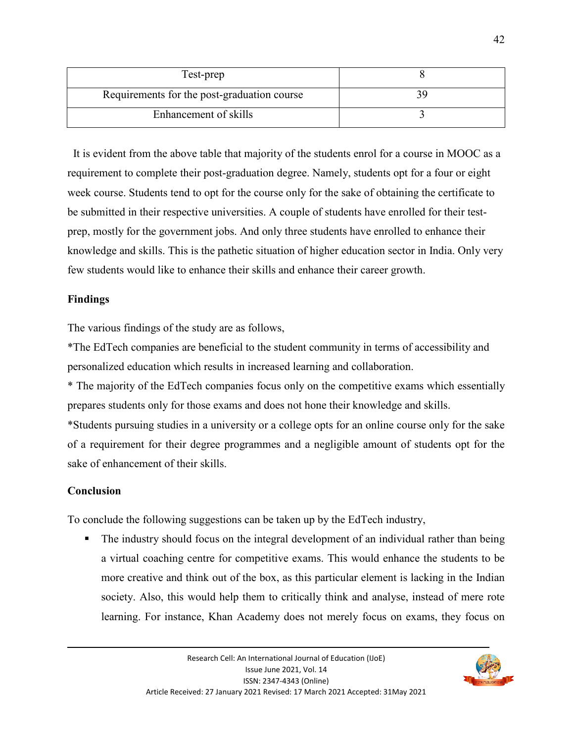| Test-prep | 8 |
|---|---|
| Requirements for the post-graduation course | 39 |
| Enhancement of skills | 3 |

It is evident from the above table that majority of the students enrol for a course in MOOC as a requirement to complete their post-graduation degree. Namely, students opt for a four or eight week course. Students tend to opt for the course only for the sake of obtaining the certificate to be submitted in their respective universities. A couple of students have enrolled for their test-prep, mostly for the government jobs. And only three students have enrolled to enhance their knowledge and skills. This is the pathetic situation of higher education sector in India. Only very few students would like to enhance their skills and enhance their career growth.

**Findings**

The various findings of the study are as follows,

*The EdTech companies are beneficial to the student community in terms of accessibility and personalized education which results in increased learning and collaboration.

* The majority of the EdTech companies focus only on the competitive exams which essentially prepares students only for those exams and does not hone their knowledge and skills.

*Students pursuing studies in a university or a college opts for an online course only for the sake of a requirement for their degree programmes and a negligible amount of students opt for the sake of enhancement of their skills.

**Conclusion**

To conclude the following suggestions can be taken up by the EdTech industry,

- The industry should focus on the integral development of an individual rather than being a virtual coaching centre for competitive exams. This would enhance the students to be more creative and think out of the box, as this particular element is lacking in the Indian society. Also, this would help them to critically think and analyse, instead of mere rote learning. For instance, Khan Academy does not merely focus on exams, they focus on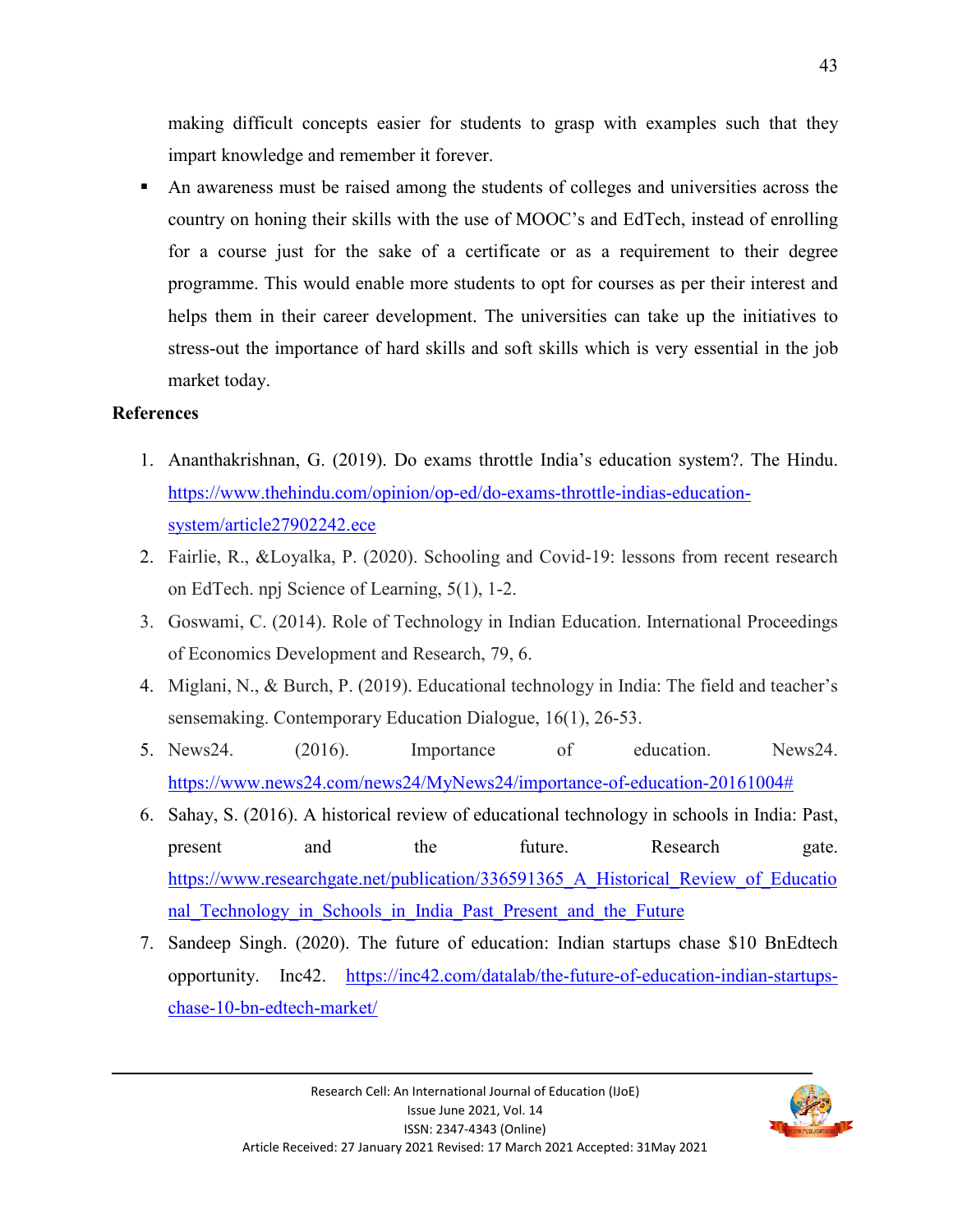making difficult concepts easier for students to grasp with examples such that they impart knowledge and remember it forever.

- An awareness must be raised among the students of colleges and universities across the country on honing their skills with the use of MOOC's and EdTech, instead of enrolling for a course just for the sake of a certificate or as a requirement to their degree programme. This would enable more students to opt for courses as per their interest and helps them in their career development. The universities can take up the initiatives to stress-out the importance of hard skills and soft skills which is very essential in the job market today.

**References**

1. Ananthakrishnan, G. (2019). Do exams throttle India's education system?. The Hindu. https://www.thehindu.com/opinion/op-ed/do-exams-throttle-indias-education-system/article27902242.ece
2. Fairlie, R., &Loyalka, P. (2020). Schooling and Covid-19: lessons from recent research on EdTech. npj Science of Learning, 5(1), 1-2.
3. Goswami, C. (2014). Role of Technology in Indian Education. International Proceedings of Economics Development and Research, 79, 6.
4. Miglani, N., & Burch, P. (2019). Educational technology in India: The field and teacher's sensemaking. Contemporary Education Dialogue, 16(1), 26-53.
5. News24. (2016). Importance of education. News24. https://www.news24.com/news24/MyNews24/importance-of-education-20161004#
6. Sahay, S. (2016). A historical review of educational technology in schools in India: Past, present and the future. Research gate. https://www.researchgate.net/publication/336591365_A_Historical_Review_of_Educational_Technology_in_Schools_in_India_Past_Present_and_the_Future
7. Sandeep Singh. (2020). The future of education: Indian startups chase $10 BnEdtech opportunity. Inc42. https://inc42.com/datalab/the-future-of-education-indian-startups-chase-10-bn-edtech-market/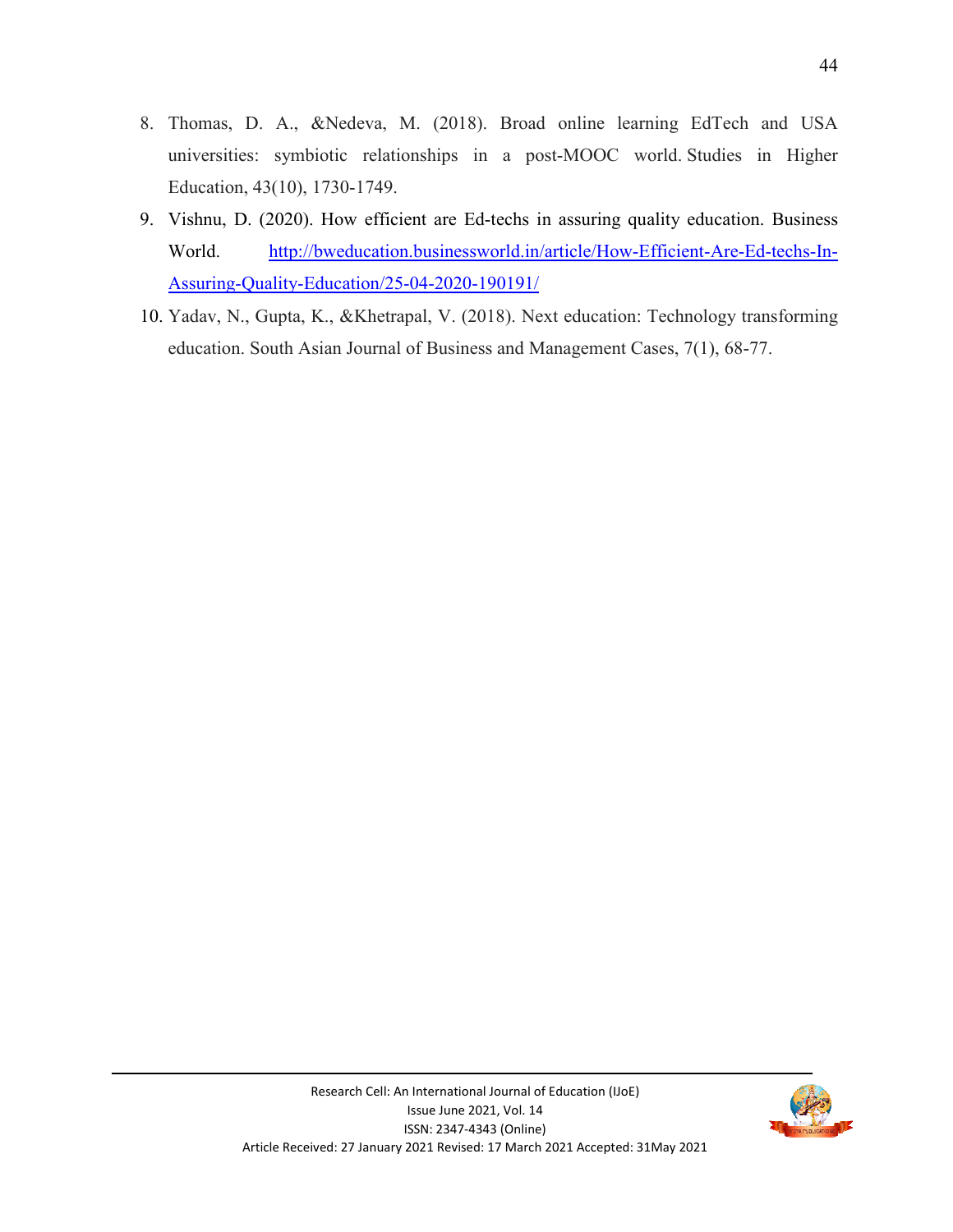8. Thomas, D. A., &Nedeva, M. (2018). Broad online learning EdTech and USA universities: symbiotic relationships in a post-MOOC world. Studies in Higher Education, 43(10), 1730-1749.
9. Vishnu, D. (2020). How efficient are Ed-techs in assuring quality education. Business World. http://bweducation.businessworld.in/article/How-Efficient-Are-Ed-techs-In-Assuring-Quality-Education/25-04-2020-190191/
10. Yadav, N., Gupta, K., &Khetrapal, V. (2018). Next education: Technology transforming education. South Asian Journal of Business and Management Cases, 7(1), 68-77.